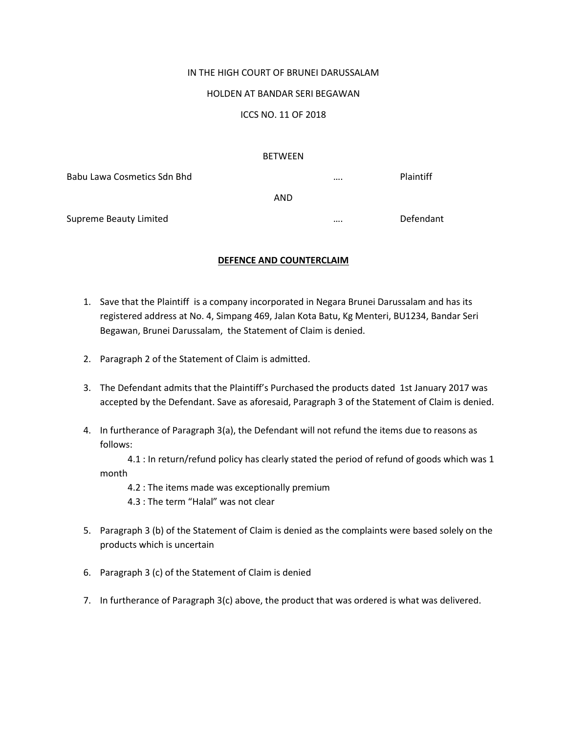IN THE HIGH COURT OF BRUNEI DARUSSALAM

HOLDEN AT BANDAR SERI BEGAWAN

ICCS NO. 11 OF 2018

BETWEEN

Babu Lawa Cosmetics Sdn Bhd …. Plaintiff

AND

Supreme Beauty Limited …. Defendant

**DEFENCE AND COUNTERCLAIM**

1. Save that the Plaintiff is a company incorporated in Negara Brunei Darussalam and has its registered address at No. 4, Simpang 469, Jalan Kota Batu, Kg Menteri, BU1234, Bandar Seri Begawan, Brunei Darussalam, the Statement of Claim is denied.

2. Paragraph 2 of the Statement of Claim is admitted.

3. The Defendant admits that the Plaintiff's Purchased the products dated 1st January 2017 was accepted by the Defendant. Save as aforesaid, Paragraph 3 of the Statement of Claim is denied.

4. In furtherance of Paragraph 3(a), the Defendant will not refund the items due to reasons as follows:

   4.1 : In return/refund policy has clearly stated the period of refund of goods which was 1 month

   4.2 : The items made was exceptionally premium

   4.3 : The term "Halal" was not clear

5. Paragraph 3 (b) of the Statement of Claim is denied as the complaints were based solely on the products which is uncertain

6. Paragraph 3 (c) of the Statement of Claim is denied

7. In furtherance of Paragraph 3(c) above, the product that was ordered is what was delivered.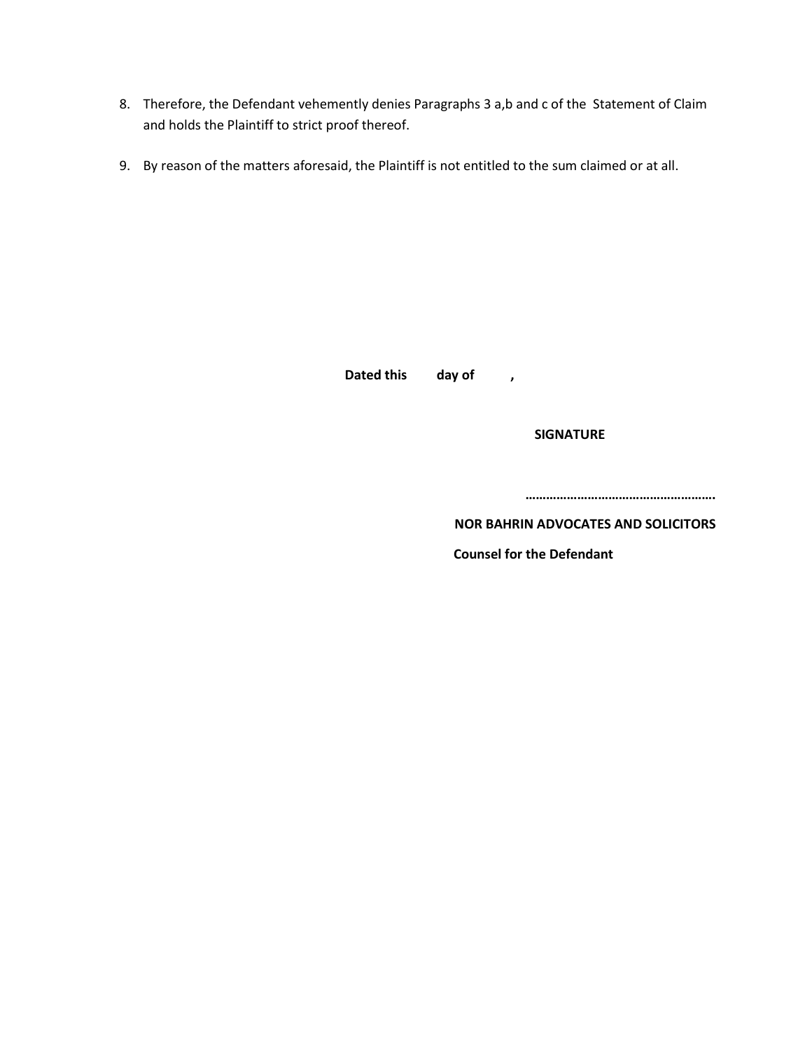8. Therefore, the Defendant vehemently denies Paragraphs 3 a,b and c of the Statement of Claim and holds the Plaintiff to strict proof thereof.

9. By reason of the matters aforesaid, the Plaintiff is not entitled to the sum claimed or at all.

**Dated this day of ,**

**SIGNATURE**

**……………………………………………….**

**NOR BAHRIN ADVOCATES AND SOLICITORS**

**Counsel for the Defendant**